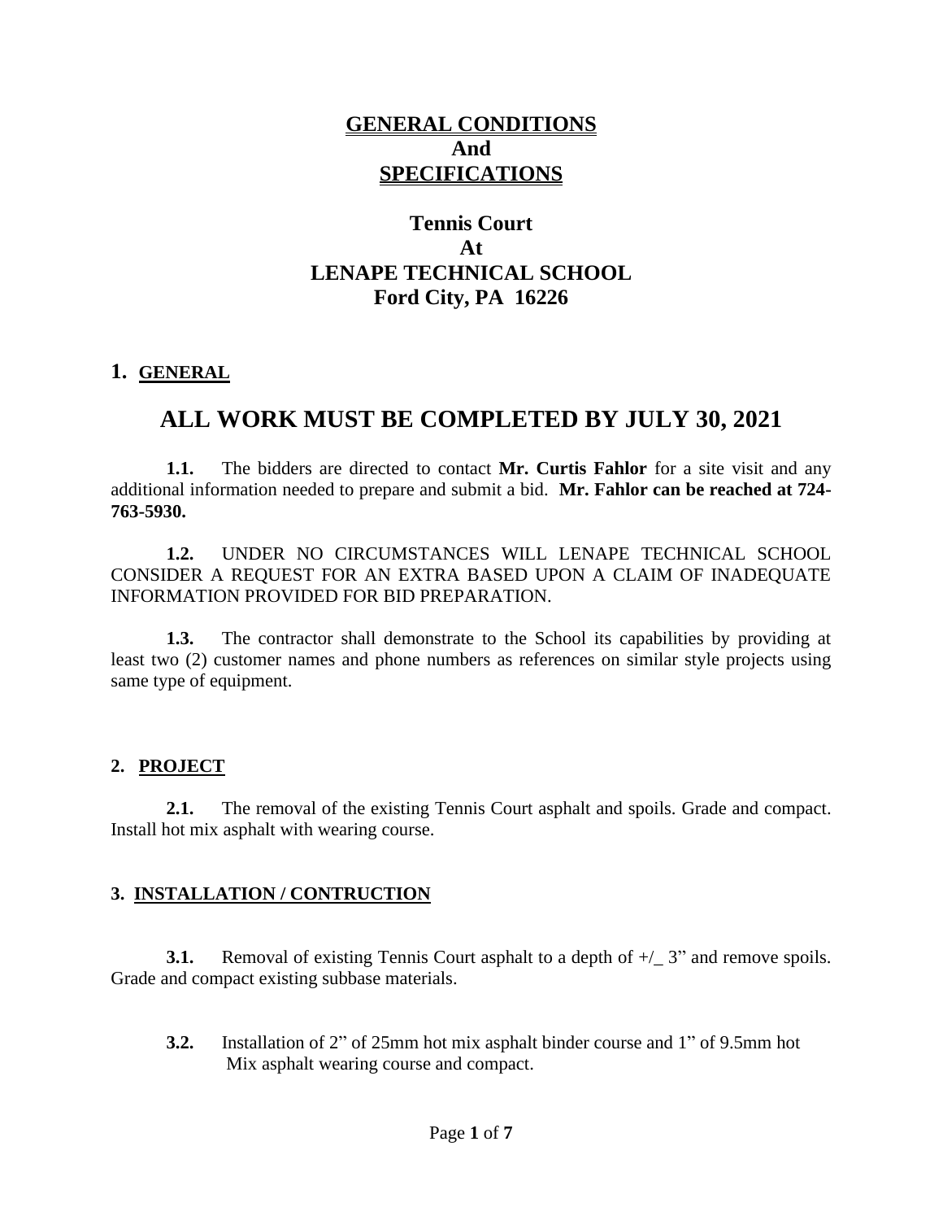# GENERAL CONDITIONS
# And
# SPECIFICATIONS

## Tennis Court
## At
## LENAPE TECHNICAL SCHOOL
## Ford City, PA 16226

## 1. GENERAL

# ALL WORK MUST BE COMPLETED BY JULY 30, 2021

**1.1.** The bidders are directed to contact **Mr. Curtis Fahlor** for a site visit and any additional information needed to prepare and submit a bid. **Mr. Fahlor can be reached at 724-763-5930.**

**1.2.** UNDER NO CIRCUMSTANCES WILL LENAPE TECHNICAL SCHOOL CONSIDER A REQUEST FOR AN EXTRA BASED UPON A CLAIM OF INADEQUATE INFORMATION PROVIDED FOR BID PREPARATION.

**1.3.** The contractor shall demonstrate to the School its capabilities by providing at least two (2) customer names and phone numbers as references on similar style projects using same type of equipment.

## 2. PROJECT

**2.1.** The removal of the existing Tennis Court asphalt and spoils. Grade and compact. Install hot mix asphalt with wearing course.

## 3. INSTALLATION / CONTRUCTION

**3.1.** Removal of existing Tennis Court asphalt to a depth of +/_ 3" and remove spoils. Grade and compact existing subbase materials.

**3.2.** Installation of 2" of 25mm hot mix asphalt binder course and 1" of 9.5mm hot Mix asphalt wearing course and compact.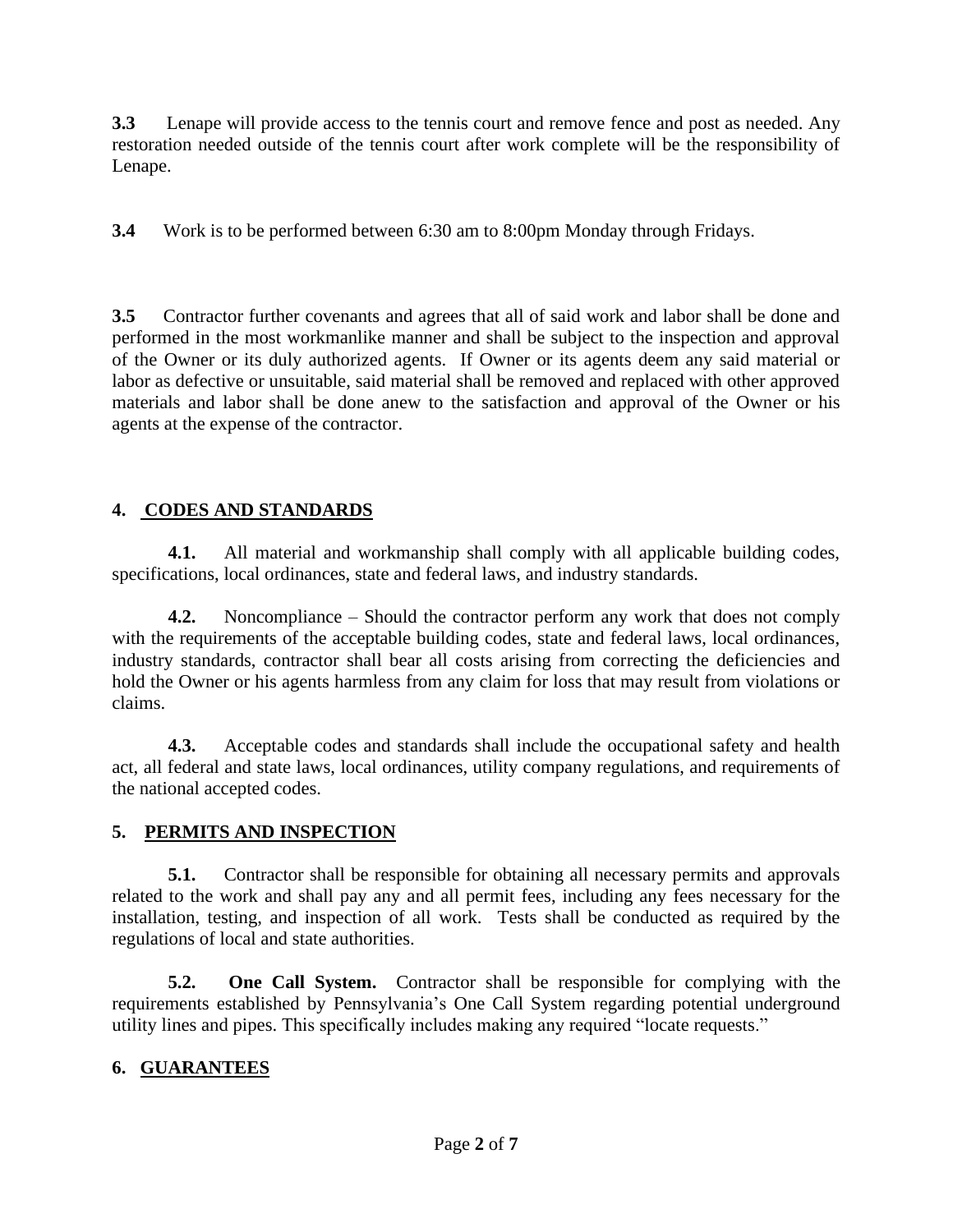**3.3** Lenape will provide access to the tennis court and remove fence and post as needed. Any restoration needed outside of the tennis court after work complete will be the responsibility of Lenape.

**3.4** Work is to be performed between 6:30 am to 8:00pm Monday through Fridays.

**3.5** Contractor further covenants and agrees that all of said work and labor shall be done and performed in the most workmanlike manner and shall be subject to the inspection and approval of the Owner or its duly authorized agents. If Owner or its agents deem any said material or labor as defective or unsuitable, said material shall be removed and replaced with other approved materials and labor shall be done anew to the satisfaction and approval of the Owner or his agents at the expense of the contractor.

## 4. CODES AND STANDARDS

**4.1.** All material and workmanship shall comply with all applicable building codes, specifications, local ordinances, state and federal laws, and industry standards.

**4.2.** Noncompliance – Should the contractor perform any work that does not comply with the requirements of the acceptable building codes, state and federal laws, local ordinances, industry standards, contractor shall bear all costs arising from correcting the deficiencies and hold the Owner or his agents harmless from any claim for loss that may result from violations or claims.

**4.3.** Acceptable codes and standards shall include the occupational safety and health act, all federal and state laws, local ordinances, utility company regulations, and requirements of the national accepted codes.

## 5. PERMITS AND INSPECTION

**5.1.** Contractor shall be responsible for obtaining all necessary permits and approvals related to the work and shall pay any and all permit fees, including any fees necessary for the installation, testing, and inspection of all work. Tests shall be conducted as required by the regulations of local and state authorities.

**5.2.** **One Call System.** Contractor shall be responsible for complying with the requirements established by Pennsylvania's One Call System regarding potential underground utility lines and pipes. This specifically includes making any required "locate requests."

## 6. GUARANTEES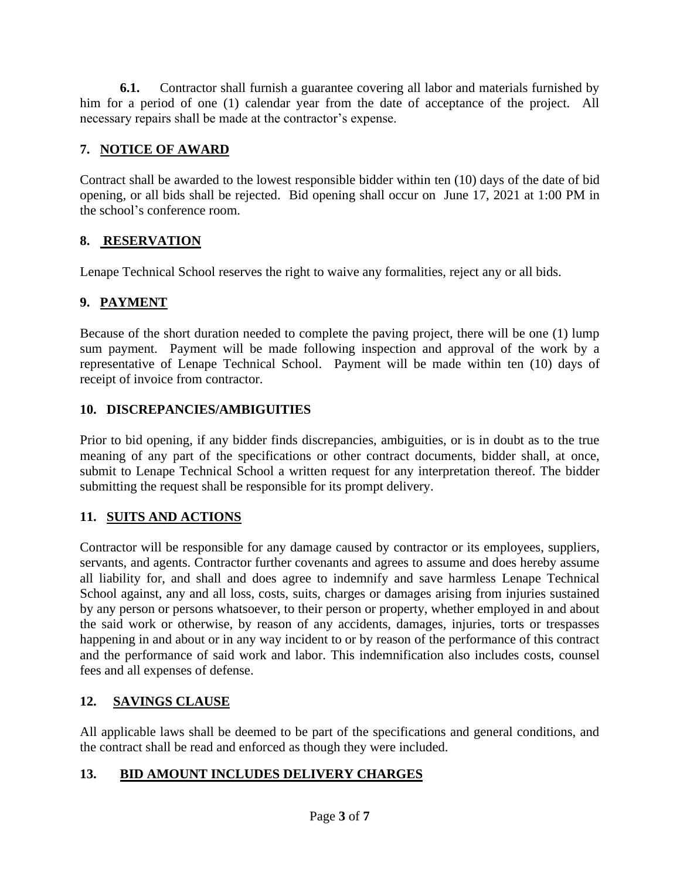**6.1.** Contractor shall furnish a guarantee covering all labor and materials furnished by him for a period of one (1) calendar year from the date of acceptance of the project. All necessary repairs shall be made at the contractor's expense.

## 7. NOTICE OF AWARD

Contract shall be awarded to the lowest responsible bidder within ten (10) days of the date of bid opening, or all bids shall be rejected. Bid opening shall occur on June 17, 2021 at 1:00 PM in the school's conference room.

## 8. RESERVATION

Lenape Technical School reserves the right to waive any formalities, reject any or all bids.

## 9. PAYMENT

Because of the short duration needed to complete the paving project, there will be one (1) lump sum payment. Payment will be made following inspection and approval of the work by a representative of Lenape Technical School. Payment will be made within ten (10) days of receipt of invoice from contractor.

## 10. DISCREPANCIES/AMBIGUITIES

Prior to bid opening, if any bidder finds discrepancies, ambiguities, or is in doubt as to the true meaning of any part of the specifications or other contract documents, bidder shall, at once, submit to Lenape Technical School a written request for any interpretation thereof. The bidder submitting the request shall be responsible for its prompt delivery.

## 11. SUITS AND ACTIONS

Contractor will be responsible for any damage caused by contractor or its employees, suppliers, servants, and agents. Contractor further covenants and agrees to assume and does hereby assume all liability for, and shall and does agree to indemnify and save harmless Lenape Technical School against, any and all loss, costs, suits, charges or damages arising from injuries sustained by any person or persons whatsoever, to their person or property, whether employed in and about the said work or otherwise, by reason of any accidents, damages, injuries, torts or trespasses happening in and about or in any way incident to or by reason of the performance of this contract and the performance of said work and labor. This indemnification also includes costs, counsel fees and all expenses of defense.

## 12. SAVINGS CLAUSE

All applicable laws shall be deemed to be part of the specifications and general conditions, and the contract shall be read and enforced as though they were included.

## 13. BID AMOUNT INCLUDES DELIVERY CHARGES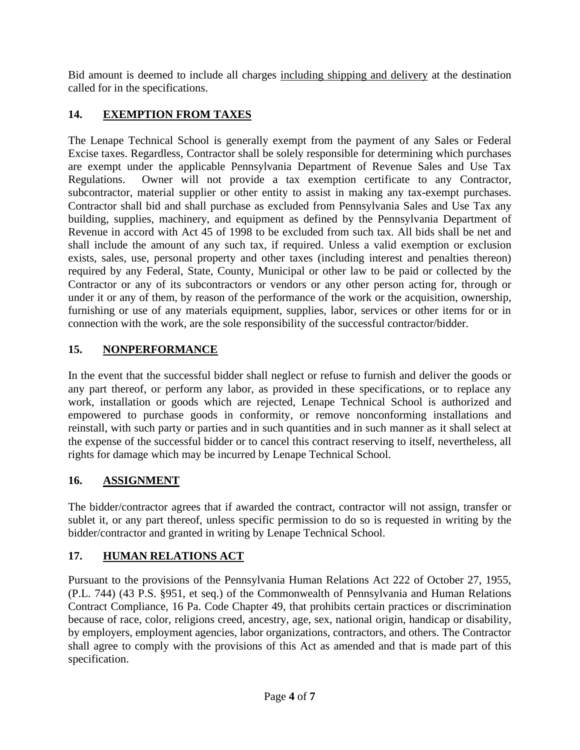Bid amount is deemed to include all charges including shipping and delivery at the destination called for in the specifications.

## 14. EXEMPTION FROM TAXES

The Lenape Technical School is generally exempt from the payment of any Sales or Federal Excise taxes. Regardless, Contractor shall be solely responsible for determining which purchases are exempt under the applicable Pennsylvania Department of Revenue Sales and Use Tax Regulations. Owner will not provide a tax exemption certificate to any Contractor, subcontractor, material supplier or other entity to assist in making any tax-exempt purchases. Contractor shall bid and shall purchase as excluded from Pennsylvania Sales and Use Tax any building, supplies, machinery, and equipment as defined by the Pennsylvania Department of Revenue in accord with Act 45 of 1998 to be excluded from such tax. All bids shall be net and shall include the amount of any such tax, if required. Unless a valid exemption or exclusion exists, sales, use, personal property and other taxes (including interest and penalties thereon) required by any Federal, State, County, Municipal or other law to be paid or collected by the Contractor or any of its subcontractors or vendors or any other person acting for, through or under it or any of them, by reason of the performance of the work or the acquisition, ownership, furnishing or use of any materials equipment, supplies, labor, services or other items for or in connection with the work, are the sole responsibility of the successful contractor/bidder.

## 15. NONPERFORMANCE

In the event that the successful bidder shall neglect or refuse to furnish and deliver the goods or any part thereof, or perform any labor, as provided in these specifications, or to replace any work, installation or goods which are rejected, Lenape Technical School is authorized and empowered to purchase goods in conformity, or remove nonconforming installations and reinstall, with such party or parties and in such quantities and in such manner as it shall select at the expense of the successful bidder or to cancel this contract reserving to itself, nevertheless, all rights for damage which may be incurred by Lenape Technical School.

## 16. ASSIGNMENT

The bidder/contractor agrees that if awarded the contract, contractor will not assign, transfer or sublet it, or any part thereof, unless specific permission to do so is requested in writing by the bidder/contractor and granted in writing by Lenape Technical School.

## 17. HUMAN RELATIONS ACT

Pursuant to the provisions of the Pennsylvania Human Relations Act 222 of October 27, 1955, (P.L. 744) (43 P.S. §951, et seq.) of the Commonwealth of Pennsylvania and Human Relations Contract Compliance, 16 Pa. Code Chapter 49, that prohibits certain practices or discrimination because of race, color, religions creed, ancestry, age, sex, national origin, handicap or disability, by employers, employment agencies, labor organizations, contractors, and others. The Contractor shall agree to comply with the provisions of this Act as amended and that is made part of this specification.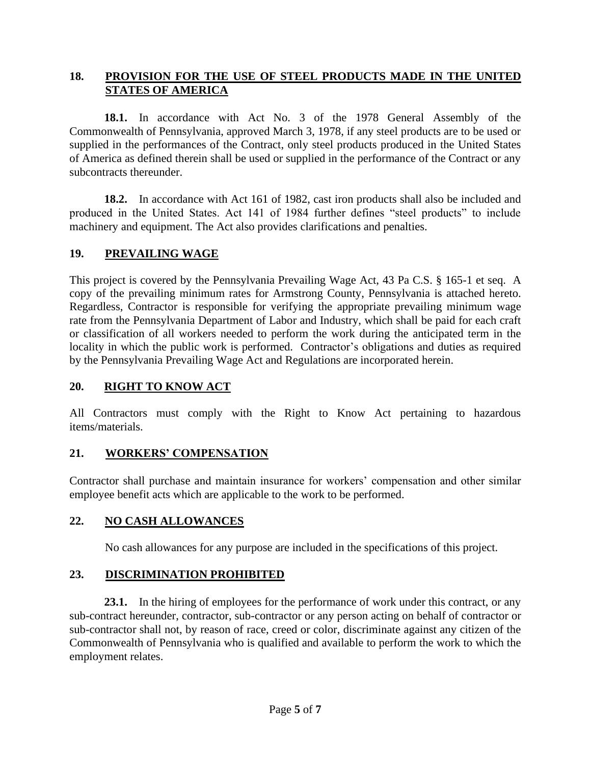## 18. PROVISION FOR THE USE OF STEEL PRODUCTS MADE IN THE UNITED STATES OF AMERICA

**18.1.** In accordance with Act No. 3 of the 1978 General Assembly of the Commonwealth of Pennsylvania, approved March 3, 1978, if any steel products are to be used or supplied in the performances of the Contract, only steel products produced in the United States of America as defined therein shall be used or supplied in the performance of the Contract or any subcontracts thereunder.

**18.2.** In accordance with Act 161 of 1982, cast iron products shall also be included and produced in the United States. Act 141 of 1984 further defines "steel products" to include machinery and equipment. The Act also provides clarifications and penalties.

## 19. PREVAILING WAGE

This project is covered by the Pennsylvania Prevailing Wage Act, 43 Pa C.S. § 165-1 et seq. A copy of the prevailing minimum rates for Armstrong County, Pennsylvania is attached hereto. Regardless, Contractor is responsible for verifying the appropriate prevailing minimum wage rate from the Pennsylvania Department of Labor and Industry, which shall be paid for each craft or classification of all workers needed to perform the work during the anticipated term in the locality in which the public work is performed. Contractor's obligations and duties as required by the Pennsylvania Prevailing Wage Act and Regulations are incorporated herein.

## 20. RIGHT TO KNOW ACT

All Contractors must comply with the Right to Know Act pertaining to hazardous items/materials.

## 21. WORKERS' COMPENSATION

Contractor shall purchase and maintain insurance for workers' compensation and other similar employee benefit acts which are applicable to the work to be performed.

## 22. NO CASH ALLOWANCES

No cash allowances for any purpose are included in the specifications of this project.

## 23. DISCRIMINATION PROHIBITED

**23.1.** In the hiring of employees for the performance of work under this contract, or any sub-contract hereunder, contractor, sub-contractor or any person acting on behalf of contractor or sub-contractor shall not, by reason of race, creed or color, discriminate against any citizen of the Commonwealth of Pennsylvania who is qualified and available to perform the work to which the employment relates.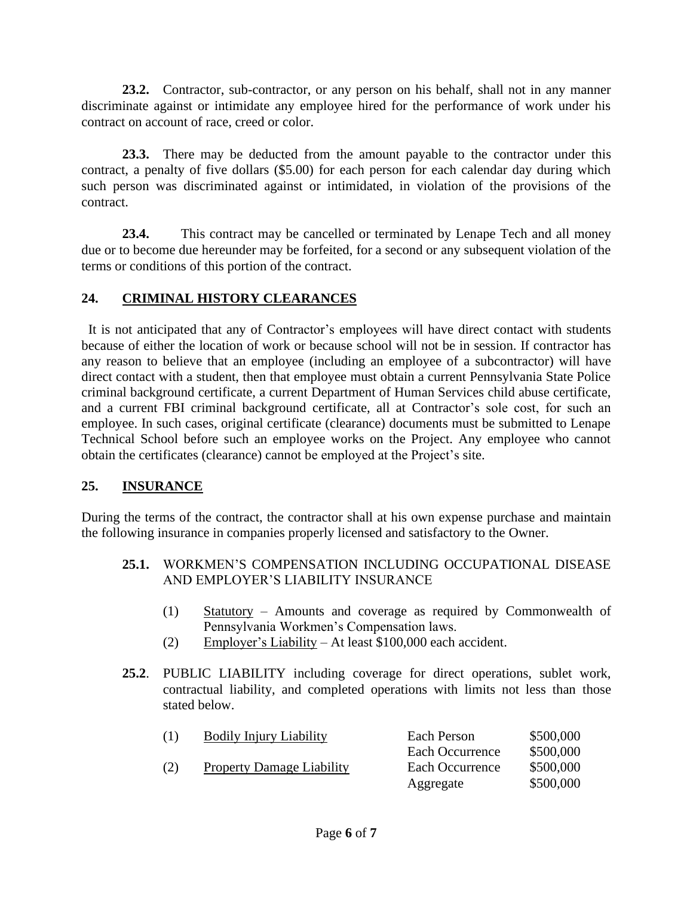**23.2.** Contractor, sub-contractor, or any person on his behalf, shall not in any manner discriminate against or intimidate any employee hired for the performance of work under his contract on account of race, creed or color.

**23.3.** There may be deducted from the amount payable to the contractor under this contract, a penalty of five dollars ($5.00) for each person for each calendar day during which such person was discriminated against or intimidated, in violation of the provisions of the contract.

**23.4.** This contract may be cancelled or terminated by Lenape Tech and all money due or to become due hereunder may be forfeited, for a second or any subsequent violation of the terms or conditions of this portion of the contract.

## 24. CRIMINAL HISTORY CLEARANCES

It is not anticipated that any of Contractor's employees will have direct contact with students because of either the location of work or because school will not be in session. If contractor has any reason to believe that an employee (including an employee of a subcontractor) will have direct contact with a student, then that employee must obtain a current Pennsylvania State Police criminal background certificate, a current Department of Human Services child abuse certificate, and a current FBI criminal background certificate, all at Contractor's sole cost, for such an employee. In such cases, original certificate (clearance) documents must be submitted to Lenape Technical School before such an employee works on the Project. Any employee who cannot obtain the certificates (clearance) cannot be employed at the Project's site.

## 25. INSURANCE

During the terms of the contract, the contractor shall at his own expense purchase and maintain the following insurance in companies properly licensed and satisfactory to the Owner.

**25.1.** WORKMEN'S COMPENSATION INCLUDING OCCUPATIONAL DISEASE AND EMPLOYER'S LIABILITY INSURANCE

(1) Statutory – Amounts and coverage as required by Commonwealth of Pennsylvania Workmen's Compensation laws.

(2) Employer's Liability – At least $100,000 each accident.

**25.2**. PUBLIC LIABILITY including coverage for direct operations, sublet work, contractual liability, and completed operations with limits not less than those stated below.

| | | | |
|---|---|---|---|
| (1) | Bodily Injury Liability | Each Person | $500,000 |
| | | Each Occurrence | $500,000 |
| (2) | Property Damage Liability | Each Occurrence | $500,000 |
| | | Aggregate | $500,000 |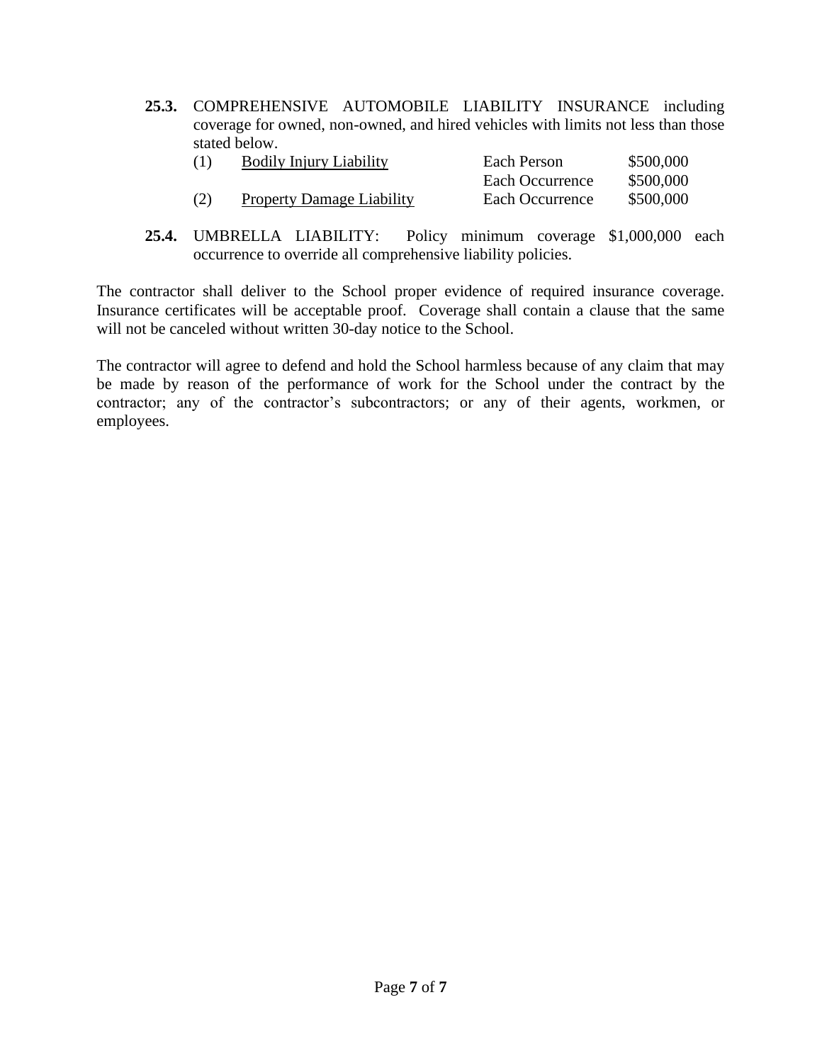**25.3.** COMPREHENSIVE AUTOMOBILE LIABILITY INSURANCE including coverage for owned, non-owned, and hired vehicles with limits not less than those stated below.

| | | | |
|---|---|---|---|
| (1) | <u>Bodily Injury Liability</u> | Each Person | $500,000 |
| | | Each Occurrence | $500,000 |
| (2) | <u>Property Damage Liability</u> | Each Occurrence | $500,000 |

**25.4.** UMBRELLA LIABILITY: Policy minimum coverage $1,000,000 each occurrence to override all comprehensive liability policies.

The contractor shall deliver to the School proper evidence of required insurance coverage. Insurance certificates will be acceptable proof. Coverage shall contain a clause that the same will not be canceled without written 30-day notice to the School.

The contractor will agree to defend and hold the School harmless because of any claim that may be made by reason of the performance of work for the School under the contract by the contractor; any of the contractor's subcontractors; or any of their agents, workmen, or employees.